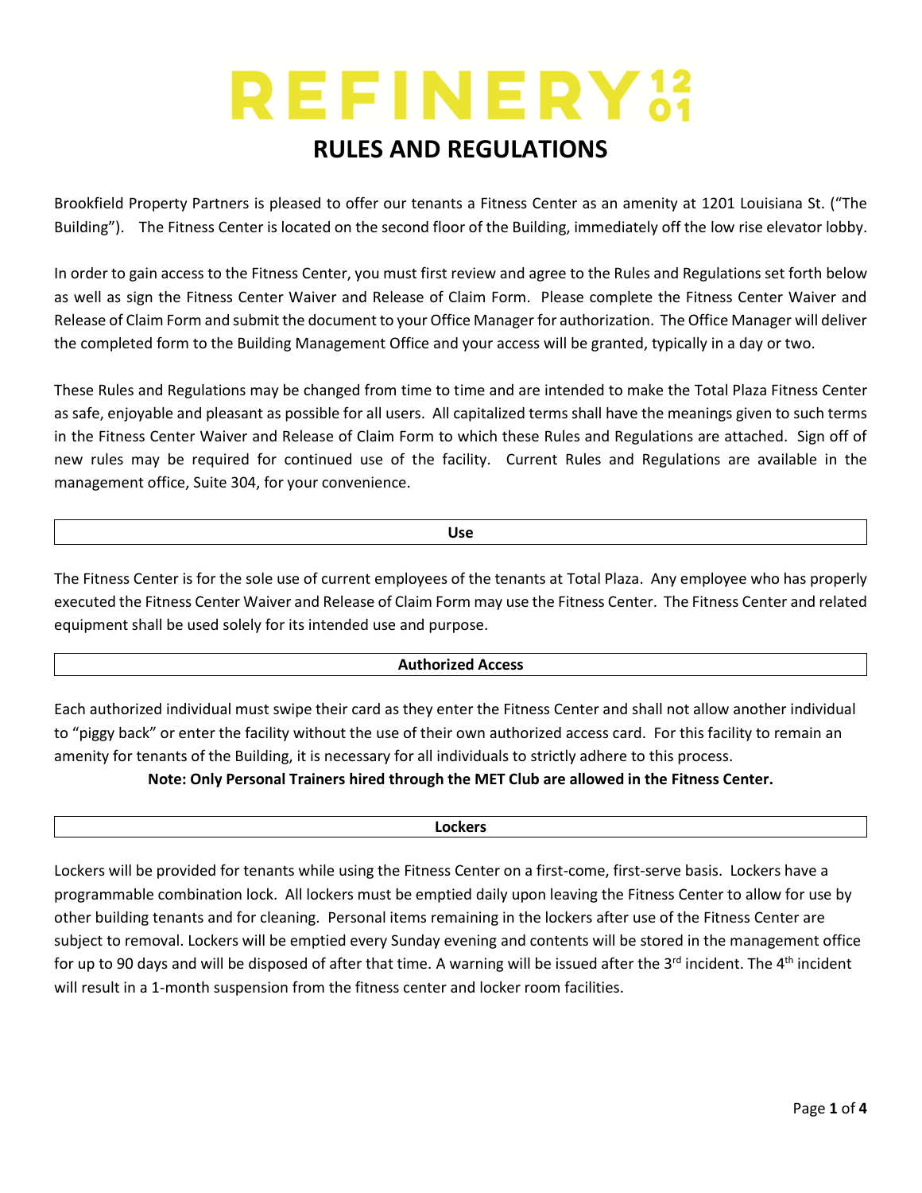# REFINERY 12 01

## RULES AND REGULATIONS

Brookfield Property Partners is pleased to offer our tenants a Fitness Center as an amenity at 1201 Louisiana St. ("The Building"). The Fitness Center is located on the second floor of the Building, immediately off the low rise elevator lobby.

In order to gain access to the Fitness Center, you must first review and agree to the Rules and Regulations set forth below as well as sign the Fitness Center Waiver and Release of Claim Form. Please complete the Fitness Center Waiver and Release of Claim Form and submit the document to your Office Manager for authorization. The Office Manager will deliver the completed form to the Building Management Office and your access will be granted, typically in a day or two.

These Rules and Regulations may be changed from time to time and are intended to make the Total Plaza Fitness Center as safe, enjoyable and pleasant as possible for all users. All capitalized terms shall have the meanings given to such terms in the Fitness Center Waiver and Release of Claim Form to which these Rules and Regulations are attached. Sign off of new rules may be required for continued use of the facility. Current Rules and Regulations are available in the management office, Suite 304, for your convenience.

### Use

The Fitness Center is for the sole use of current employees of the tenants at Total Plaza. Any employee who has properly executed the Fitness Center Waiver and Release of Claim Form may use the Fitness Center. The Fitness Center and related equipment shall be used solely for its intended use and purpose.

### Authorized Access

Each authorized individual must swipe their card as they enter the Fitness Center and shall not allow another individual to "piggy back" or enter the facility without the use of their own authorized access card. For this facility to remain an amenity for tenants of the Building, it is necessary for all individuals to strictly adhere to this process.

**Note: Only Personal Trainers hired through the MET Club are allowed in the Fitness Center.**

### Lockers

Lockers will be provided for tenants while using the Fitness Center on a first-come, first-serve basis. Lockers have a programmable combination lock. All lockers must be emptied daily upon leaving the Fitness Center to allow for use by other building tenants and for cleaning. Personal items remaining in the lockers after use of the Fitness Center are subject to removal. Lockers will be emptied every Sunday evening and contents will be stored in the management office for up to 90 days and will be disposed of after that time. A warning will be issued after the 3rd incident. The 4th incident will result in a 1-month suspension from the fitness center and locker room facilities.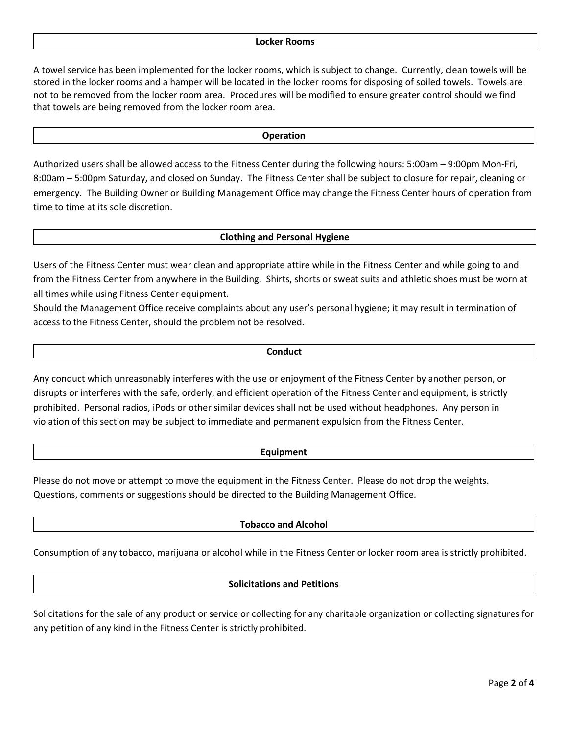## Locker Rooms

A towel service has been implemented for the locker rooms, which is subject to change. Currently, clean towels will be stored in the locker rooms and a hamper will be located in the locker rooms for disposing of soiled towels. Towels are not to be removed from the locker room area. Procedures will be modified to ensure greater control should we find that towels are being removed from the locker room area.

## Operation

Authorized users shall be allowed access to the Fitness Center during the following hours: 5:00am – 9:00pm Mon-Fri, 8:00am – 5:00pm Saturday, and closed on Sunday. The Fitness Center shall be subject to closure for repair, cleaning or emergency. The Building Owner or Building Management Office may change the Fitness Center hours of operation from time to time at its sole discretion.

## Clothing and Personal Hygiene

Users of the Fitness Center must wear clean and appropriate attire while in the Fitness Center and while going to and from the Fitness Center from anywhere in the Building. Shirts, shorts or sweat suits and athletic shoes must be worn at all times while using Fitness Center equipment.

Should the Management Office receive complaints about any user's personal hygiene; it may result in termination of access to the Fitness Center, should the problem not be resolved.

## Conduct

Any conduct which unreasonably interferes with the use or enjoyment of the Fitness Center by another person, or disrupts or interferes with the safe, orderly, and efficient operation of the Fitness Center and equipment, is strictly prohibited. Personal radios, iPods or other similar devices shall not be used without headphones. Any person in violation of this section may be subject to immediate and permanent expulsion from the Fitness Center.

## Equipment

Please do not move or attempt to move the equipment in the Fitness Center. Please do not drop the weights. Questions, comments or suggestions should be directed to the Building Management Office.

## Tobacco and Alcohol

Consumption of any tobacco, marijuana or alcohol while in the Fitness Center or locker room area is strictly prohibited.

## Solicitations and Petitions

Solicitations for the sale of any product or service or collecting for any charitable organization or collecting signatures for any petition of any kind in the Fitness Center is strictly prohibited.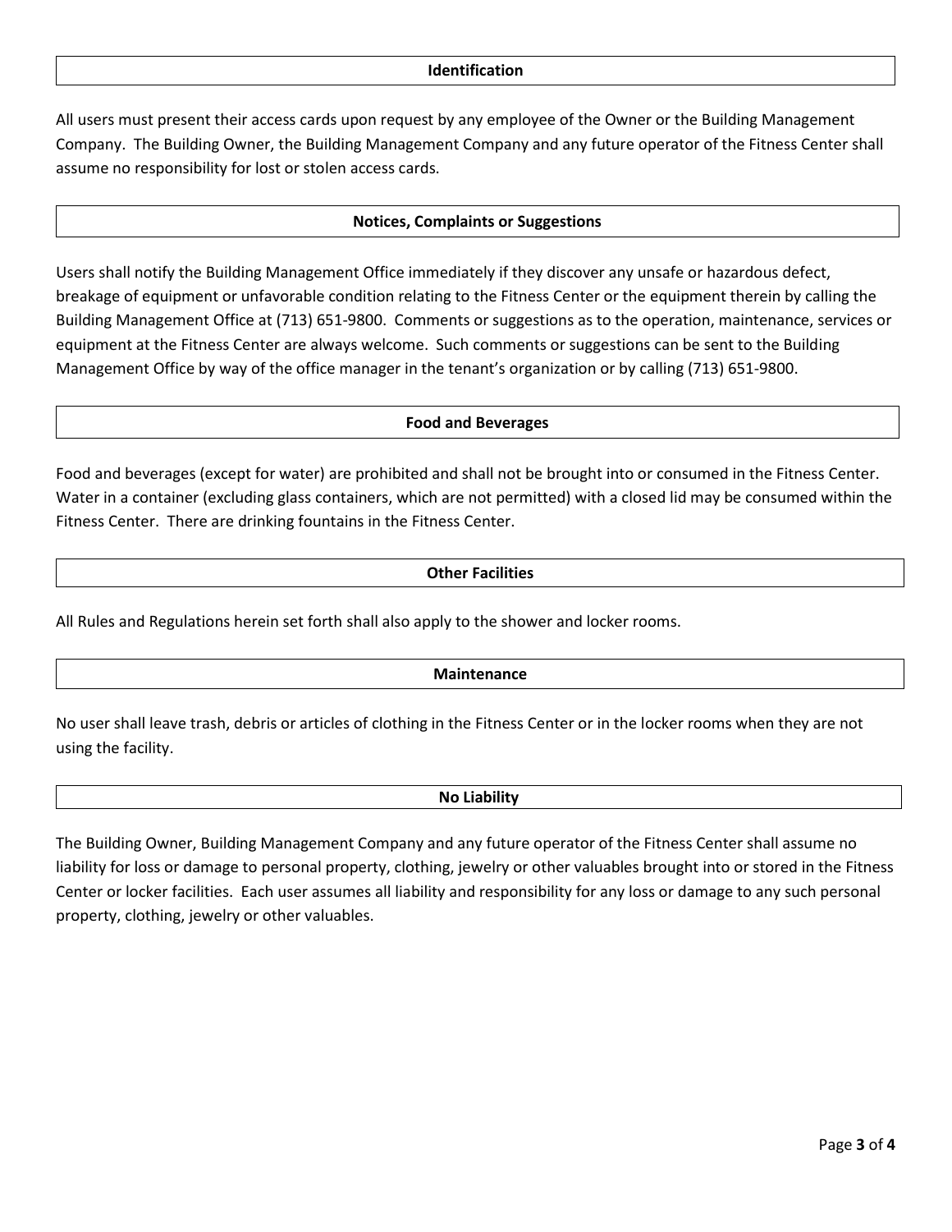## Identification

All users must present their access cards upon request by any employee of the Owner or the Building Management Company. The Building Owner, the Building Management Company and any future operator of the Fitness Center shall assume no responsibility for lost or stolen access cards.

## Notices, Complaints or Suggestions

Users shall notify the Building Management Office immediately if they discover any unsafe or hazardous defect, breakage of equipment or unfavorable condition relating to the Fitness Center or the equipment therein by calling the Building Management Office at (713) 651-9800. Comments or suggestions as to the operation, maintenance, services or equipment at the Fitness Center are always welcome. Such comments or suggestions can be sent to the Building Management Office by way of the office manager in the tenant's organization or by calling (713) 651-9800.

## Food and Beverages

Food and beverages (except for water) are prohibited and shall not be brought into or consumed in the Fitness Center. Water in a container (excluding glass containers, which are not permitted) with a closed lid may be consumed within the Fitness Center. There are drinking fountains in the Fitness Center.

## Other Facilities

All Rules and Regulations herein set forth shall also apply to the shower and locker rooms.

## Maintenance

No user shall leave trash, debris or articles of clothing in the Fitness Center or in the locker rooms when they are not using the facility.

## No Liability

The Building Owner, Building Management Company and any future operator of the Fitness Center shall assume no liability for loss or damage to personal property, clothing, jewelry or other valuables brought into or stored in the Fitness Center or locker facilities. Each user assumes all liability and responsibility for any loss or damage to any such personal property, clothing, jewelry or other valuables.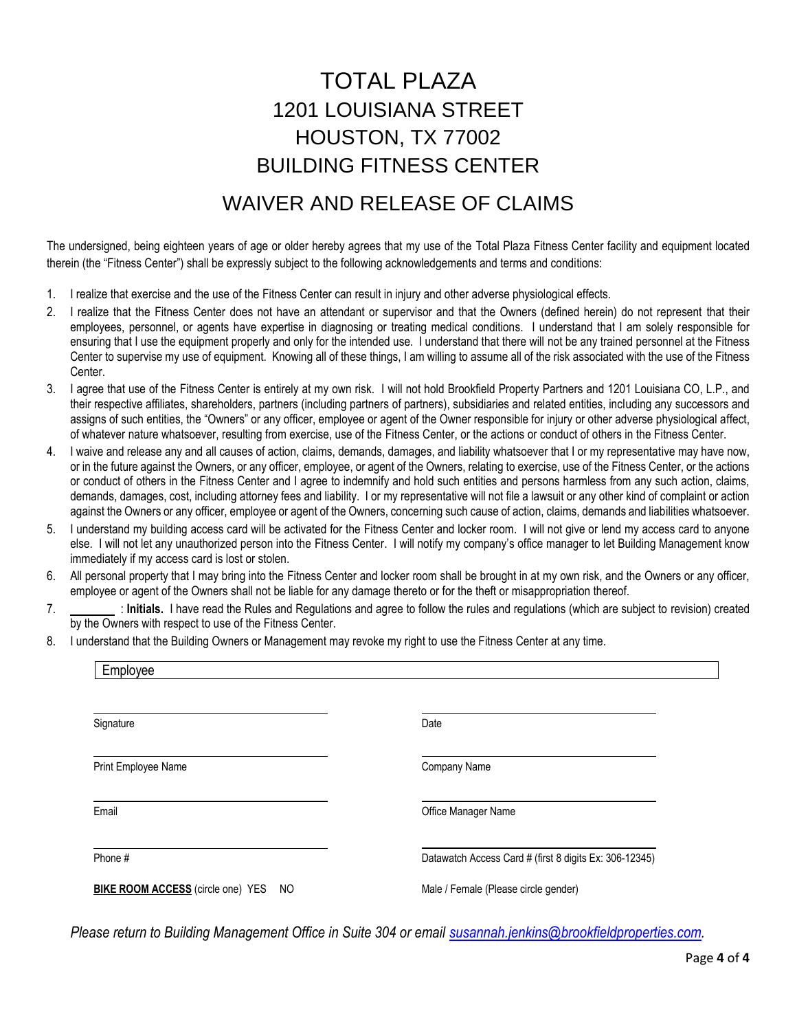# TOTAL PLAZA
# 1201 LOUISIANA STREET
# HOUSTON, TX 77002
# BUILDING FITNESS CENTER

## WAIVER AND RELEASE OF CLAIMS

The undersigned, being eighteen years of age or older hereby agrees that my use of the Total Plaza Fitness Center facility and equipment located therein (the "Fitness Center") shall be expressly subject to the following acknowledgements and terms and conditions:

1. I realize that exercise and the use of the Fitness Center can result in injury and other adverse physiological effects.
2. I realize that the Fitness Center does not have an attendant or supervisor and that the Owners (defined herein) do not represent that their employees, personnel, or agents have expertise in diagnosing or treating medical conditions. I understand that I am solely responsible for ensuring that I use the equipment properly and only for the intended use. I understand that there will not be any trained personnel at the Fitness Center to supervise my use of equipment. Knowing all of these things, I am willing to assume all of the risk associated with the use of the Fitness Center.
3. I agree that use of the Fitness Center is entirely at my own risk. I will not hold Brookfield Property Partners and 1201 Louisiana CO, L.P., and their respective affiliates, shareholders, partners (including partners of partners), subsidiaries and related entities, including any successors and assigns of such entities, the "Owners" or any officer, employee or agent of the Owner responsible for injury or other adverse physiological affect, of whatever nature whatsoever, resulting from exercise, use of the Fitness Center, or the actions or conduct of others in the Fitness Center.
4. I waive and release any and all causes of action, claims, demands, damages, and liability whatsoever that I or my representative may have now, or in the future against the Owners, or any officer, employee, or agent of the Owners, relating to exercise, use of the Fitness Center, or the actions or conduct of others in the Fitness Center and I agree to indemnify and hold such entities and persons harmless from any such action, claims, demands, damages, cost, including attorney fees and liability. I or my representative will not file a lawsuit or any other kind of complaint or action against the Owners or any officer, employee or agent of the Owners, concerning such cause of action, claims, demands and liabilities whatsoever.
5. I understand my building access card will be activated for the Fitness Center and locker room. I will not give or lend my access card to anyone else. I will not let any unauthorized person into the Fitness Center. I will notify my company's office manager to let Building Management know immediately if my access card is lost or stolen.
6. All personal property that I may bring into the Fitness Center and locker room shall be brought in at my own risk, and the Owners or any officer, employee or agent of the Owners shall not be liable for any damage thereto or for the theft or misappropriation thereof.
7. ________ : **Initials.** I have read the Rules and Regulations and agree to follow the rules and regulations (which are subject to revision) created by the Owners with respect to use of the Fitness Center.
8. I understand that the Building Owners or Management may revoke my right to use the Fitness Center at any time.

**Employee**

| | |
|---|---|
| Signature ______________________ | Date ______________________ |
| Print Employee Name ______________________ | Company Name ______________________ |
| Email ______________________ | Office Manager Name ______________________ |
| Phone # ______________________ | Datawatch Access Card # (first 8 digits Ex: 306-12345) ______________________ |
| **BIKE ROOM ACCESS** (circle one) YES NO | Male / Female (Please circle gender) |

*Please return to Building Management Office in Suite 304 or email susannah.jenkins@brookfieldproperties.com.*